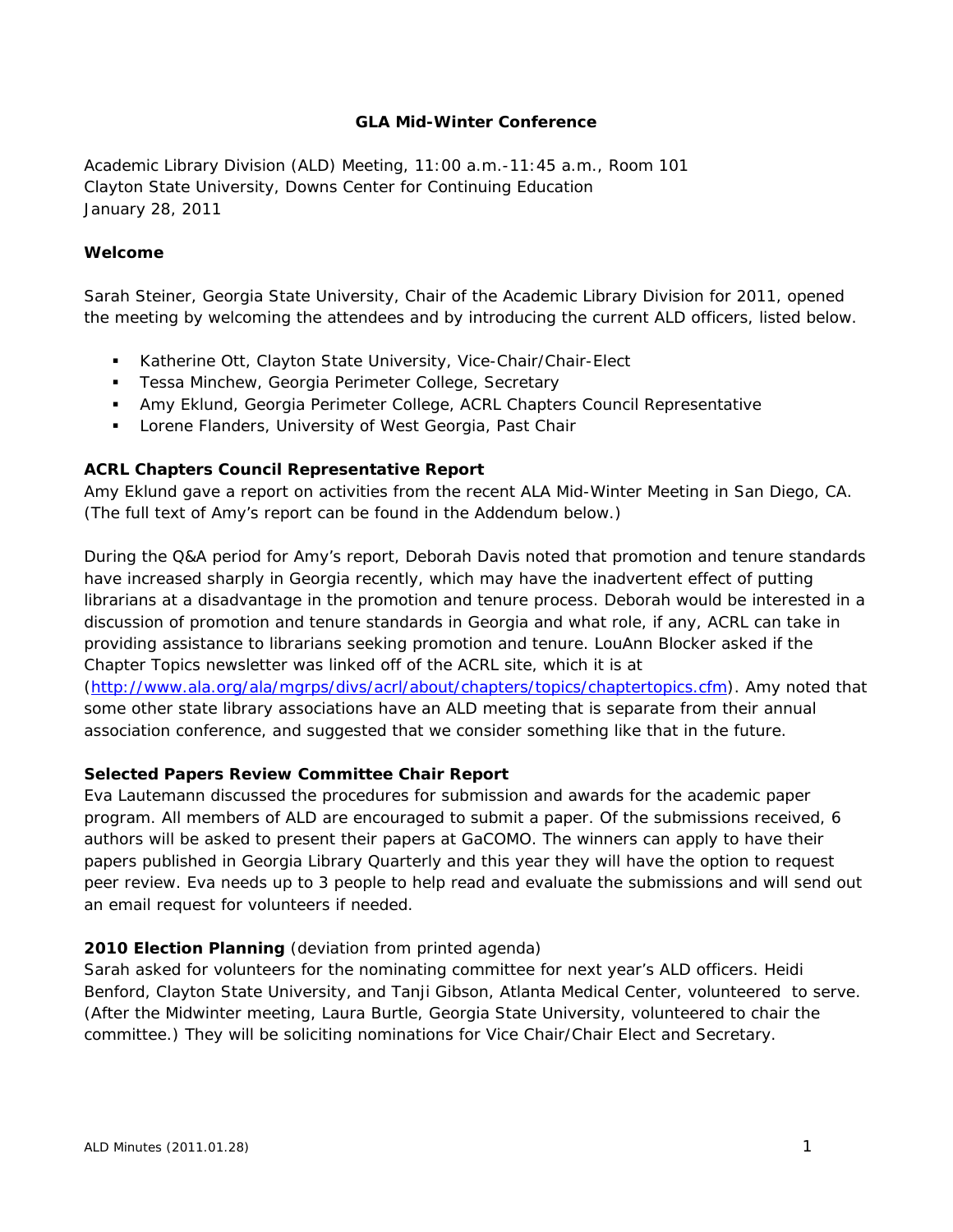# GLA Mid-Winter Conference

Academic Library Division (ALD) Meeting, 11:00 a.m.-11:45 a.m., Room 101
Clayton State University, Downs Center for Continuing Education
January 28, 2011

## Welcome

Sarah Steiner, Georgia State University, Chair of the Academic Library Division for 2011, opened the meeting by welcoming the attendees and by introducing the current ALD officers, listed below.

- Katherine Ott, Clayton State University, Vice-Chair/Chair-Elect
- Tessa Minchew, Georgia Perimeter College, Secretary
- Amy Eklund, Georgia Perimeter College, ACRL Chapters Council Representative
- Lorene Flanders, University of West Georgia, Past Chair

## ACRL Chapters Council Representative Report

Amy Eklund gave a report on activities from the recent ALA Mid-Winter Meeting in San Diego, CA. (The full text of Amy's report can be found in the Addendum below.)

During the Q&A period for Amy's report, Deborah Davis noted that promotion and tenure standards have increased sharply in Georgia recently, which may have the inadvertent effect of putting librarians at a disadvantage in the promotion and tenure process. Deborah would be interested in a discussion of promotion and tenure standards in Georgia and what role, if any, ACRL can take in providing assistance to librarians seeking promotion and tenure. LouAnn Blocker asked if the Chapter Topics newsletter was linked off of the ACRL site, which it is at (http://www.ala.org/ala/mgrps/divs/acrl/about/chapters/topics/chaptertopics.cfm). Amy noted that some other state library associations have an ALD meeting that is separate from their annual association conference, and suggested that we consider something like that in the future.

## Selected Papers Review Committee Chair Report

Eva Lautemann discussed the procedures for submission and awards for the academic paper program. All members of ALD are encouraged to submit a paper. Of the submissions received, 6 authors will be asked to present their papers at GaCOMO. The winners can apply to have their papers published in Georgia Library Quarterly and this year they will have the option to request peer review. Eva needs up to 3 people to help read and evaluate the submissions and will send out an email request for volunteers if needed.

## 2010 Election Planning (deviation from printed agenda)

Sarah asked for volunteers for the nominating committee for next year's ALD officers. Heidi Benford, Clayton State University, and Tanji Gibson, Atlanta Medical Center, volunteered to serve. (After the Midwinter meeting, Laura Burtle, Georgia State University, volunteered to chair the committee.) They will be soliciting nominations for Vice Chair/Chair Elect and Secretary.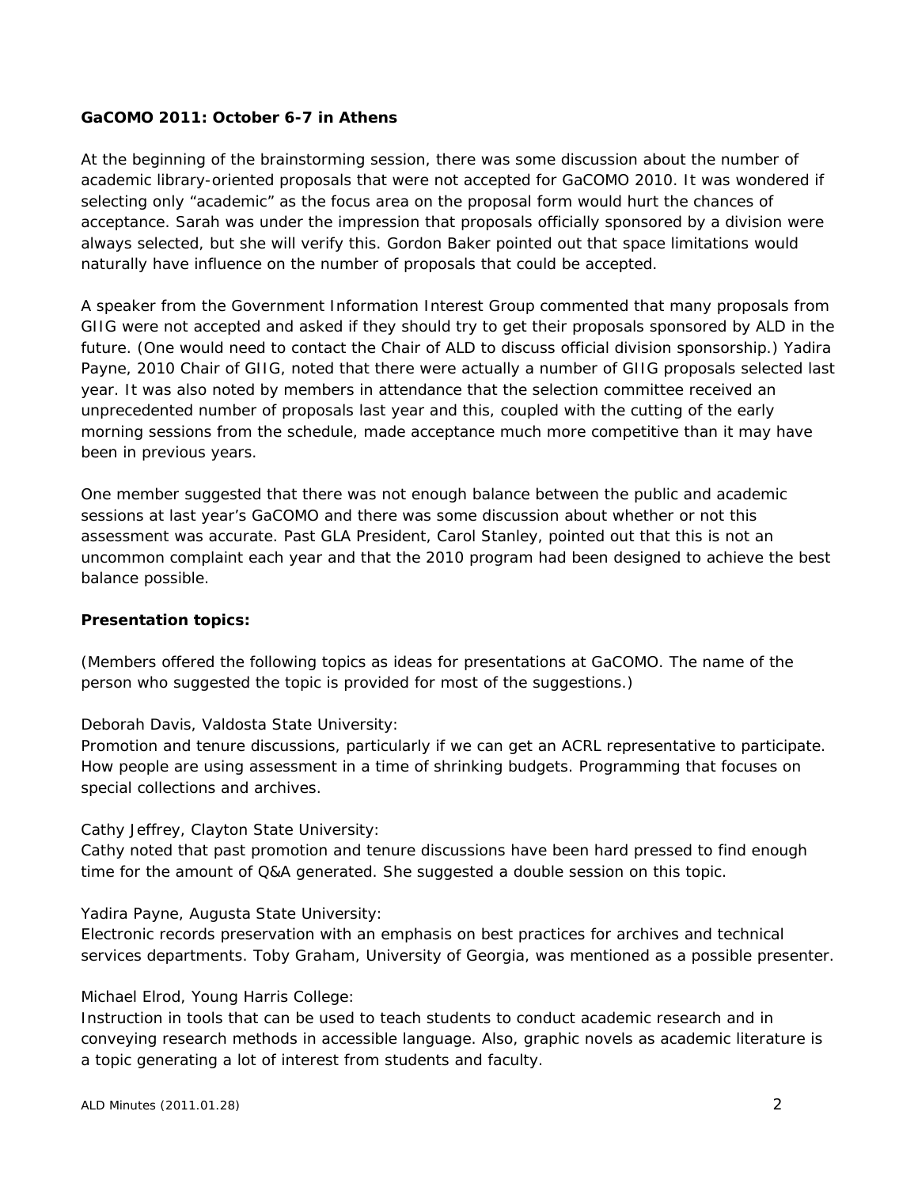**GaCOMO 2011: October 6-7 in Athens**

At the beginning of the brainstorming session, there was some discussion about the number of academic library-oriented proposals that were not accepted for GaCOMO 2010. It was wondered if selecting only "academic" as the focus area on the proposal form would hurt the chances of acceptance. Sarah was under the impression that proposals officially sponsored by a division were always selected, but she will verify this. Gordon Baker pointed out that space limitations would naturally have influence on the number of proposals that could be accepted.

A speaker from the Government Information Interest Group commented that many proposals from GIIG were not accepted and asked if they should try to get their proposals sponsored by ALD in the future. (One would need to contact the Chair of ALD to discuss official division sponsorship.) Yadira Payne, 2010 Chair of GIIG, noted that there were actually a number of GIIG proposals selected last year. It was also noted by members in attendance that the selection committee received an unprecedented number of proposals last year and this, coupled with the cutting of the early morning sessions from the schedule, made acceptance much more competitive than it may have been in previous years.

One member suggested that there was not enough balance between the public and academic sessions at last year's GaCOMO and there was some discussion about whether or not this assessment was accurate. Past GLA President, Carol Stanley, pointed out that this is not an uncommon complaint each year and that the 2010 program had been designed to achieve the best balance possible.

**Presentation topics:**

(Members offered the following topics as ideas for presentations at GaCOMO. The name of the person who suggested the topic is provided for most of the suggestions.)

Deborah Davis, Valdosta State University:
Promotion and tenure discussions, particularly if we can get an ACRL representative to participate. How people are using assessment in a time of shrinking budgets. Programming that focuses on special collections and archives.

Cathy Jeffrey, Clayton State University:
Cathy noted that past promotion and tenure discussions have been hard pressed to find enough time for the amount of Q&A generated. She suggested a double session on this topic.

Yadira Payne, Augusta State University:
Electronic records preservation with an emphasis on best practices for archives and technical services departments. Toby Graham, University of Georgia, was mentioned as a possible presenter.

Michael Elrod, Young Harris College:
Instruction in tools that can be used to teach students to conduct academic research and in conveying research methods in accessible language. Also, graphic novels as academic literature is a topic generating a lot of interest from students and faculty.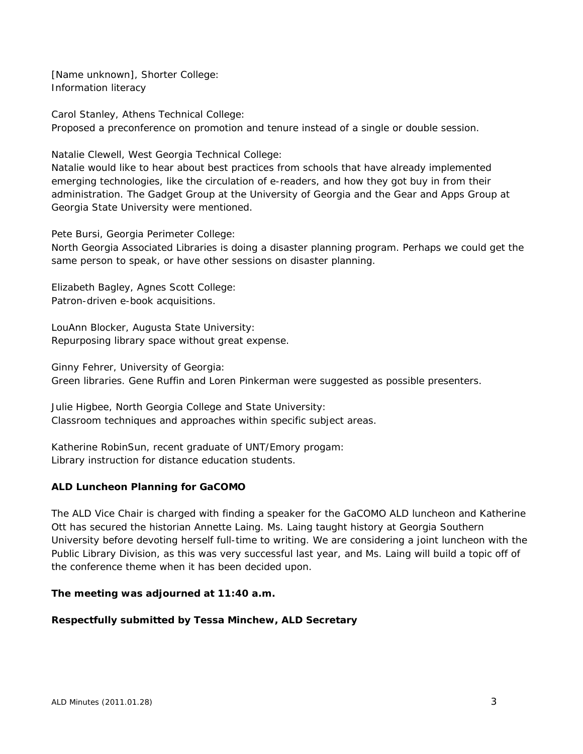[Name unknown], Shorter College:
Information literacy

Carol Stanley, Athens Technical College:
Proposed a preconference on promotion and tenure instead of a single or double session.

Natalie Clewell, West Georgia Technical College:
Natalie would like to hear about best practices from schools that have already implemented emerging technologies, like the circulation of e-readers, and how they got buy in from their administration. The Gadget Group at the University of Georgia and the Gear and Apps Group at Georgia State University were mentioned.

Pete Bursi, Georgia Perimeter College:
North Georgia Associated Libraries is doing a disaster planning program. Perhaps we could get the same person to speak, or have other sessions on disaster planning.

Elizabeth Bagley, Agnes Scott College:
Patron-driven e-book acquisitions.

LouAnn Blocker, Augusta State University:
Repurposing library space without great expense.

Ginny Fehrer, University of Georgia:
Green libraries. Gene Ruffin and Loren Pinkerman were suggested as possible presenters.

Julie Higbee, North Georgia College and State University:
Classroom techniques and approaches within specific subject areas.

Katherine RobinSun, recent graduate of UNT/Emory progam:
Library instruction for distance education students.

**ALD Luncheon Planning for GaCOMO**

The ALD Vice Chair is charged with finding a speaker for the GaCOMO ALD luncheon and Katherine Ott has secured the historian Annette Laing. Ms. Laing taught history at Georgia Southern University before devoting herself full-time to writing. We are considering a joint luncheon with the Public Library Division, as this was very successful last year, and Ms. Laing will build a topic off of the conference theme when it has been decided upon.

**The meeting was adjourned at 11:40 a.m.**

**Respectfully submitted by Tessa Minchew, ALD Secretary**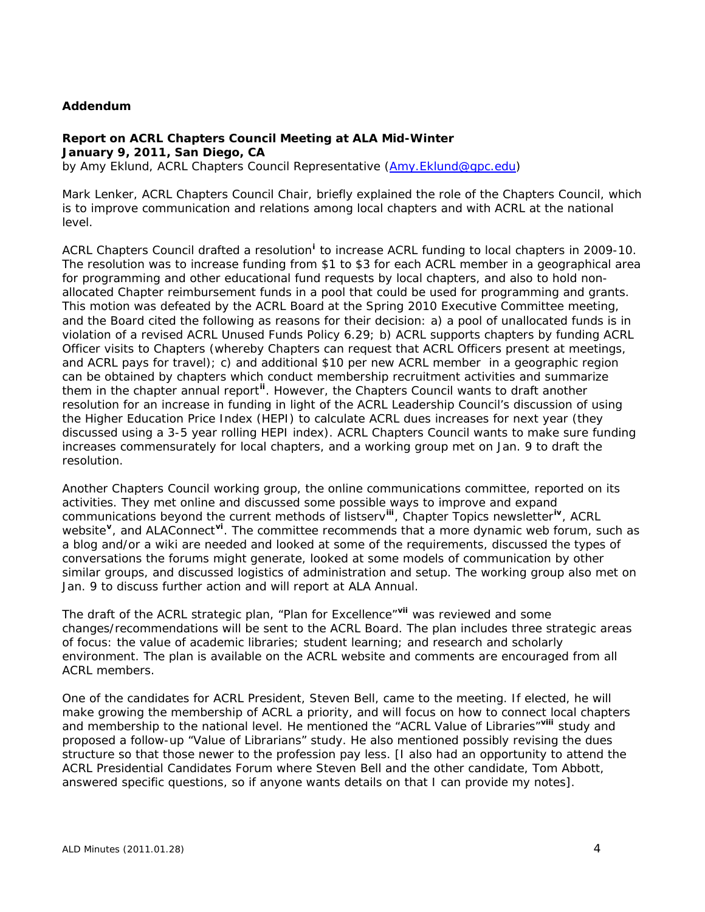**Addendum**

**Report on ACRL Chapters Council Meeting at ALA Mid-Winter**
**January 9, 2011, San Diego, CA**
by Amy Eklund, ACRL Chapters Council Representative (Amy.Eklund@gpc.edu)

Mark Lenker, ACRL Chapters Council Chair, briefly explained the role of the Chapters Council, which is to improve communication and relations among local chapters and with ACRL at the national level.

ACRL Chapters Council drafted a resolution[i] to increase ACRL funding to local chapters in 2009-10. The resolution was to increase funding from $1 to $3 for each ACRL member in a geographical area for programming and other educational fund requests by local chapters, and also to hold non-allocated Chapter reimbursement funds in a pool that could be used for programming and grants. This motion was defeated by the ACRL Board at the Spring 2010 Executive Committee meeting, and the Board cited the following as reasons for their decision: a) a pool of unallocated funds is in violation of a revised ACRL Unused Funds Policy 6.29; b) ACRL supports chapters by funding ACRL Officer visits to Chapters (whereby Chapters can request that ACRL Officers present at meetings, and ACRL pays for travel); c) and additional $10 per new ACRL member in a geographic region can be obtained by chapters which conduct membership recruitment activities and summarize them in the chapter annual report[ii]. However, the Chapters Council wants to draft another resolution for an increase in funding in light of the ACRL Leadership Council's discussion of using the Higher Education Price Index (HEPI) to calculate ACRL dues increases for next year (they discussed using a 3-5 year rolling HEPI index). ACRL Chapters Council wants to make sure funding increases commensurately for local chapters, and a working group met on Jan. 9 to draft the resolution.

Another Chapters Council working group, the online communications committee, reported on its activities. They met online and discussed some possible ways to improve and expand communications beyond the current methods of listserv[iii], Chapter Topics newsletter[iv], ACRL website[v], and ALAConnect[vi]. The committee recommends that a more dynamic web forum, such as a blog and/or a wiki are needed and looked at some of the requirements, discussed the types of conversations the forums might generate, looked at some models of communication by other similar groups, and discussed logistics of administration and setup. The working group also met on Jan. 9 to discuss further action and will report at ALA Annual.

The draft of the ACRL strategic plan, "Plan for Excellence"[vii] was reviewed and some changes/recommendations will be sent to the ACRL Board. The plan includes three strategic areas of focus: the value of academic libraries; student learning; and research and scholarly environment. The plan is available on the ACRL website and comments are encouraged from all ACRL members.

One of the candidates for ACRL President, Steven Bell, came to the meeting. If elected, he will make growing the membership of ACRL a priority, and will focus on how to connect local chapters and membership to the national level. He mentioned the "ACRL Value of Libraries"[viii] study and proposed a follow-up "Value of Librarians" study. He also mentioned possibly revising the dues structure so that those newer to the profession pay less. [I also had an opportunity to attend the ACRL Presidential Candidates Forum where Steven Bell and the other candidate, Tom Abbott, answered specific questions, so if anyone wants details on that I can provide my notes].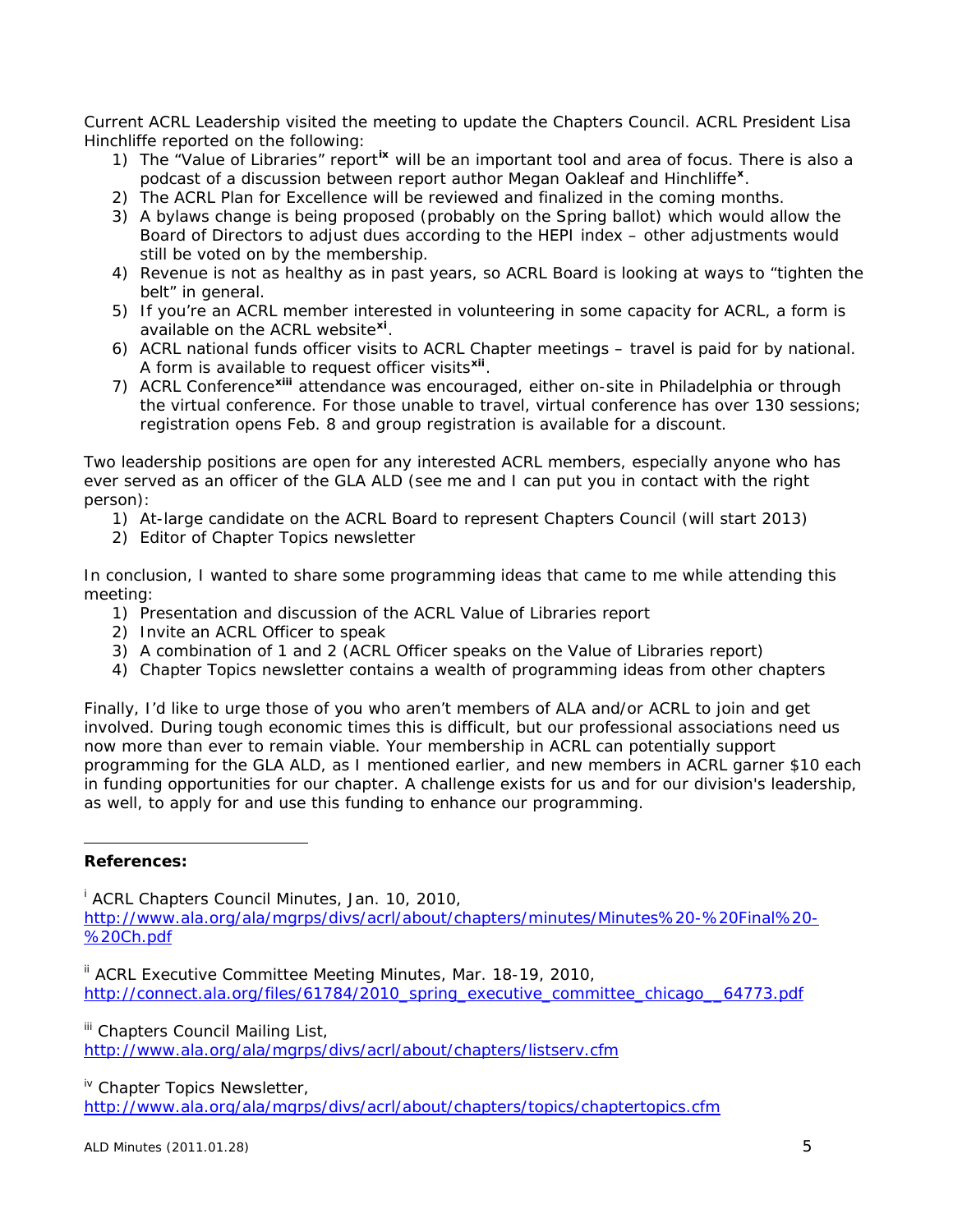Current ACRL Leadership visited the meeting to update the Chapters Council. ACRL President Lisa Hinchliffe reported on the following:

1) The "Value of Libraries" report[ix] will be an important tool and area of focus. There is also a podcast of a discussion between report author Megan Oakleaf and Hinchliffe[x].
2) The ACRL Plan for Excellence will be reviewed and finalized in the coming months.
3) A bylaws change is being proposed (probably on the Spring ballot) which would allow the Board of Directors to adjust dues according to the HEPI index – other adjustments would still be voted on by the membership.
4) Revenue is not as healthy as in past years, so ACRL Board is looking at ways to "tighten the belt" in general.
5) If you're an ACRL member interested in volunteering in some capacity for ACRL, a form is available on the ACRL website[xi].
6) ACRL national funds officer visits to ACRL Chapter meetings – travel is paid for by national. A form is available to request officer visits[xii].
7) ACRL Conference[xiii] attendance was encouraged, either on-site in Philadelphia or through the virtual conference. For those unable to travel, virtual conference has over 130 sessions; registration opens Feb. 8 and group registration is available for a discount.

Two leadership positions are open for any interested ACRL members, especially anyone who has ever served as an officer of the GLA ALD (see me and I can put you in contact with the right person):

1) At-large candidate on the ACRL Board to represent Chapters Council (will start 2013)
2) Editor of Chapter Topics newsletter

In conclusion, I wanted to share some programming ideas that came to me while attending this meeting:

1) Presentation and discussion of the ACRL Value of Libraries report
2) Invite an ACRL Officer to speak
3) A combination of 1 and 2 (ACRL Officer speaks on the Value of Libraries report)
4) Chapter Topics newsletter contains a wealth of programming ideas from other chapters

Finally, I'd like to urge those of you who aren't members of ALA and/or ACRL to join and get involved. During tough economic times this is difficult, but our professional associations need us now more than ever to remain viable. Your membership in ACRL can potentially support programming for the GLA ALD, as I mentioned earlier, and new members in ACRL garner $10 each in funding opportunities for our chapter. A challenge exists for us and for our division's leadership, as well, to apply for and use this funding to enhance our programming.

---

**References:**

[i] ACRL Chapters Council Minutes, Jan. 10, 2010, http://www.ala.org/ala/mgrps/divs/acrl/about/chapters/minutes/Minutes%20-%20Final%20-%20Ch.pdf

[ii] ACRL Executive Committee Meeting Minutes, Mar. 18-19, 2010, http://connect.ala.org/files/61784/2010_spring_executive_committee_chicago__64773.pdf

[iii] Chapters Council Mailing List, http://www.ala.org/ala/mgrps/divs/acrl/about/chapters/listserv.cfm

[iv] Chapter Topics Newsletter, http://www.ala.org/ala/mgrps/divs/acrl/about/chapters/topics/chaptertopics.cfm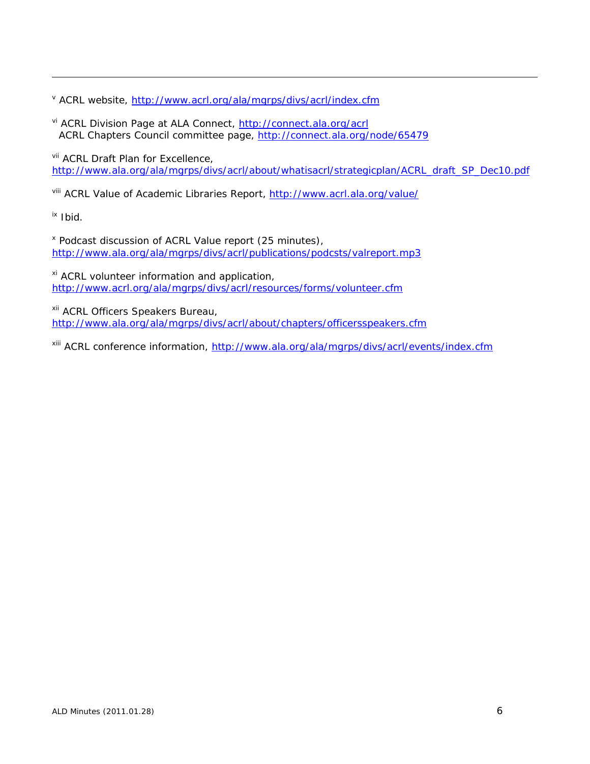---

[v] ACRL website, http://www.acrl.org/ala/mgrps/divs/acrl/index.cfm

[vi] ACRL Division Page at ALA Connect, http://connect.ala.org/acrl
ACRL Chapters Council committee page, http://connect.ala.org/node/65479

[vii] ACRL Draft Plan for Excellence,
http://www.ala.org/ala/mgrps/divs/acrl/about/whatisacrl/strategicplan/ACRL_draft_SP_Dec10.pdf

[viii] ACRL Value of Academic Libraries Report, http://www.acrl.ala.org/value/

[ix] Ibid.

[x] Podcast discussion of ACRL Value report (25 minutes),
http://www.ala.org/ala/mgrps/divs/acrl/publications/podcsts/valreport.mp3

[xi] ACRL volunteer information and application,
http://www.acrl.org/ala/mgrps/divs/acrl/resources/forms/volunteer.cfm

[xii] ACRL Officers Speakers Bureau,
http://www.ala.org/ala/mgrps/divs/acrl/about/chapters/officersspeakers.cfm

[xiii] ACRL conference information, http://www.ala.org/ala/mgrps/divs/acrl/events/index.cfm